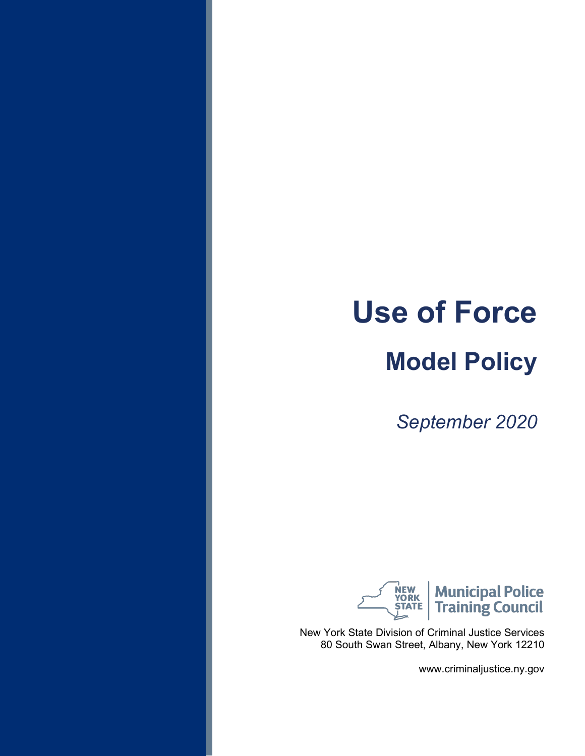# Use of Force

## Model Policy

*September 2020*

NEW YORK STATE | Municipal Police Training Council

New York State Division of Criminal Justice Services
80 South Swan Street, Albany, New York 12210

www.criminaljustice.ny.gov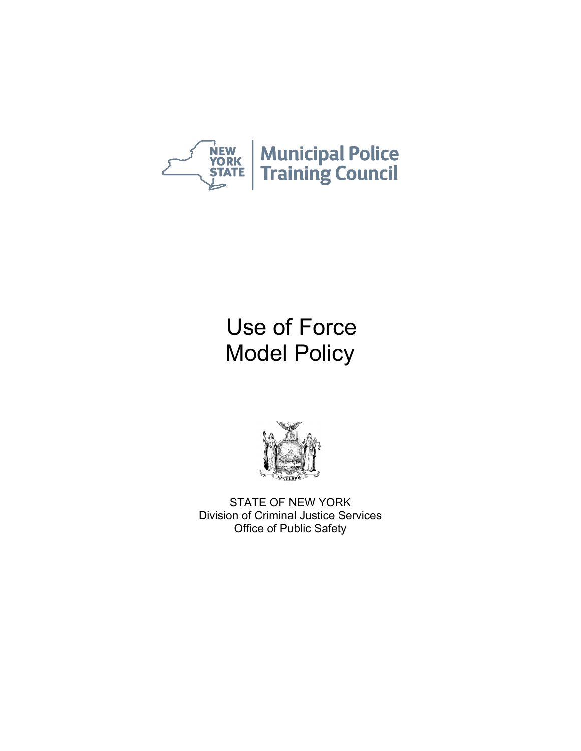NEW YORK STATE | Municipal Police Training Council

# Use of Force Model Policy

STATE OF NEW YORK
Division of Criminal Justice Services
Office of Public Safety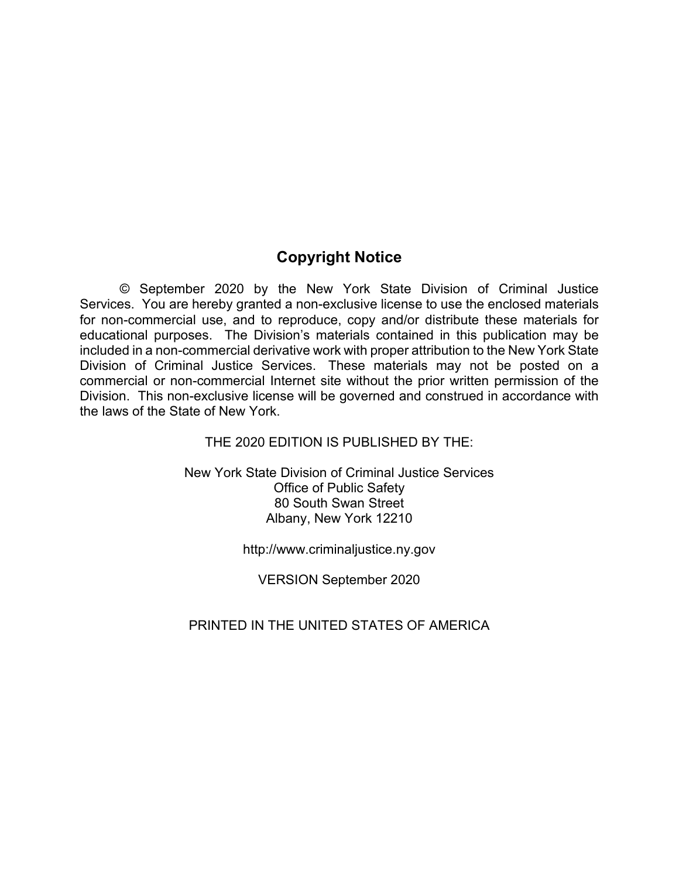## Copyright Notice

© September 2020 by the New York State Division of Criminal Justice Services. You are hereby granted a non-exclusive license to use the enclosed materials for non-commercial use, and to reproduce, copy and/or distribute these materials for educational purposes. The Division's materials contained in this publication may be included in a non-commercial derivative work with proper attribution to the New York State Division of Criminal Justice Services. These materials may not be posted on a commercial or non-commercial Internet site without the prior written permission of the Division. This non-exclusive license will be governed and construed in accordance with the laws of the State of New York.

THE 2020 EDITION IS PUBLISHED BY THE:

New York State Division of Criminal Justice Services
Office of Public Safety
80 South Swan Street
Albany, New York 12210

http://www.criminaljustice.ny.gov

VERSION September 2020

PRINTED IN THE UNITED STATES OF AMERICA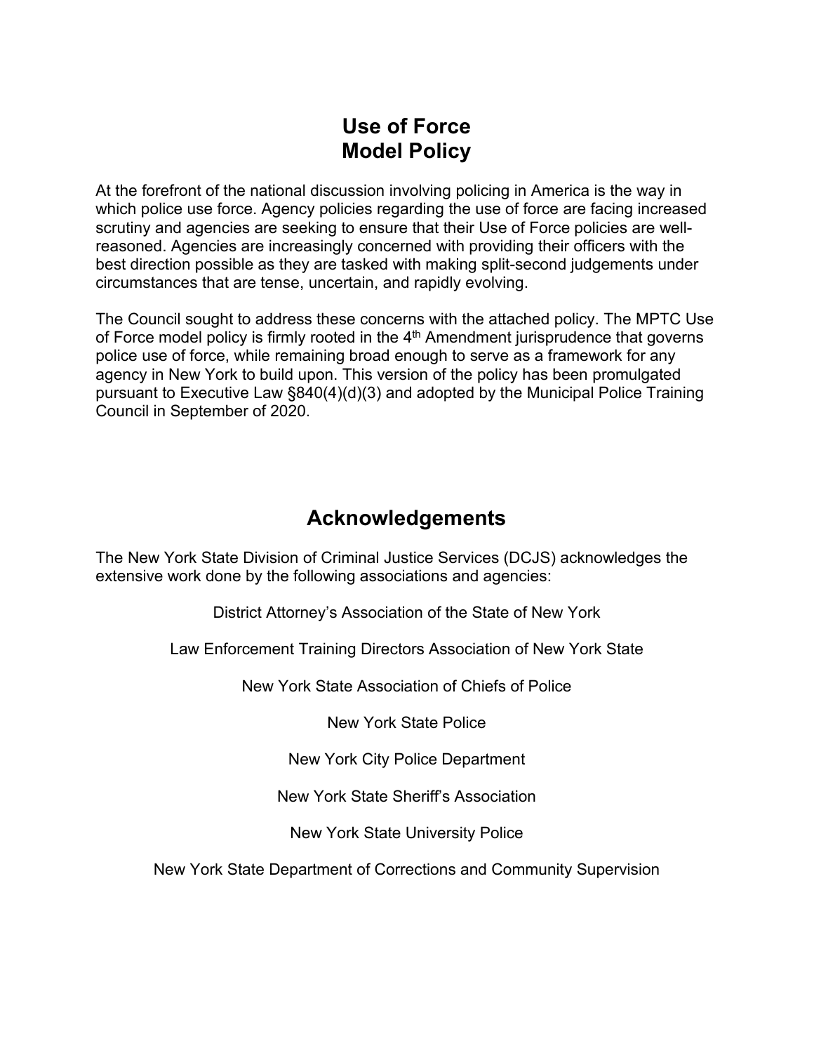# Use of Force
# Model Policy

At the forefront of the national discussion involving policing in America is the way in which police use force. Agency policies regarding the use of force are facing increased scrutiny and agencies are seeking to ensure that their Use of Force policies are well-reasoned. Agencies are increasingly concerned with providing their officers with the best direction possible as they are tasked with making split-second judgements under circumstances that are tense, uncertain, and rapidly evolving.

The Council sought to address these concerns with the attached policy. The MPTC Use of Force model policy is firmly rooted in the 4th Amendment jurisprudence that governs police use of force, while remaining broad enough to serve as a framework for any agency in New York to build upon. This version of the policy has been promulgated pursuant to Executive Law §840(4)(d)(3) and adopted by the Municipal Police Training Council in September of 2020.

# Acknowledgements

The New York State Division of Criminal Justice Services (DCJS) acknowledges the extensive work done by the following associations and agencies:

District Attorney's Association of the State of New York

Law Enforcement Training Directors Association of New York State

New York State Association of Chiefs of Police

New York State Police

New York City Police Department

New York State Sheriff's Association

New York State University Police

New York State Department of Corrections and Community Supervision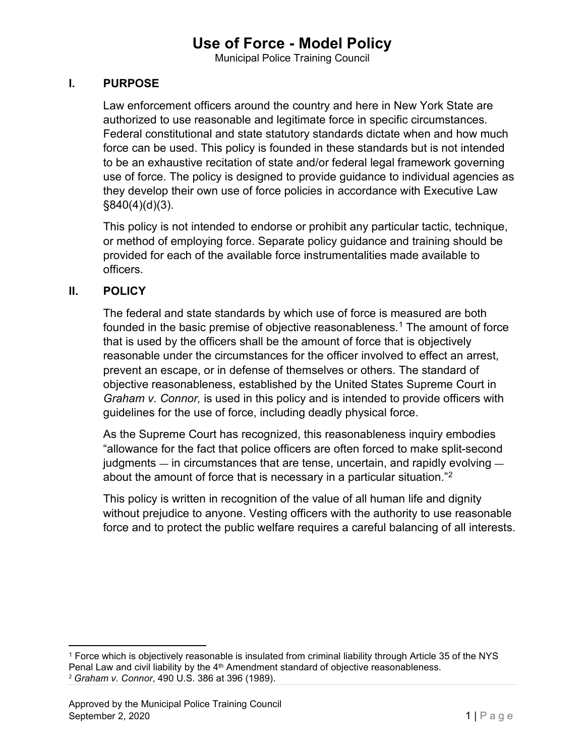# Use of Force - Model Policy

Municipal Police Training Council

## I. PURPOSE

Law enforcement officers around the country and here in New York State are authorized to use reasonable and legitimate force in specific circumstances. Federal constitutional and state statutory standards dictate when and how much force can be used. This policy is founded in these standards but is not intended to be an exhaustive recitation of state and/or federal legal framework governing use of force. The policy is designed to provide guidance to individual agencies as they develop their own use of force policies in accordance with Executive Law §840(4)(d)(3).

This policy is not intended to endorse or prohibit any particular tactic, technique, or method of employing force. Separate policy guidance and training should be provided for each of the available force instrumentalities made available to officers.

## II. POLICY

The federal and state standards by which use of force is measured are both founded in the basic premise of objective reasonableness.[1] The amount of force that is used by the officers shall be the amount of force that is objectively reasonable under the circumstances for the officer involved to effect an arrest, prevent an escape, or in defense of themselves or others. The standard of objective reasonableness, established by the United States Supreme Court in *Graham v. Connor,* is used in this policy and is intended to provide officers with guidelines for the use of force, including deadly physical force.

As the Supreme Court has recognized, this reasonableness inquiry embodies "allowance for the fact that police officers are often forced to make split-second judgments — in circumstances that are tense, uncertain, and rapidly evolving — about the amount of force that is necessary in a particular situation."[2]

This policy is written in recognition of the value of all human life and dignity without prejudice to anyone. Vesting officers with the authority to use reasonable force and to protect the public welfare requires a careful balancing of all interests.

---

[1] Force which is objectively reasonable is insulated from criminal liability through Article 35 of the NYS Penal Law and civil liability by the 4th Amendment standard of objective reasonableness.

[2] *Graham v. Connor*, 490 U.S. 386 at 396 (1989).

Approved by the Municipal Police Training Council
September 2, 2020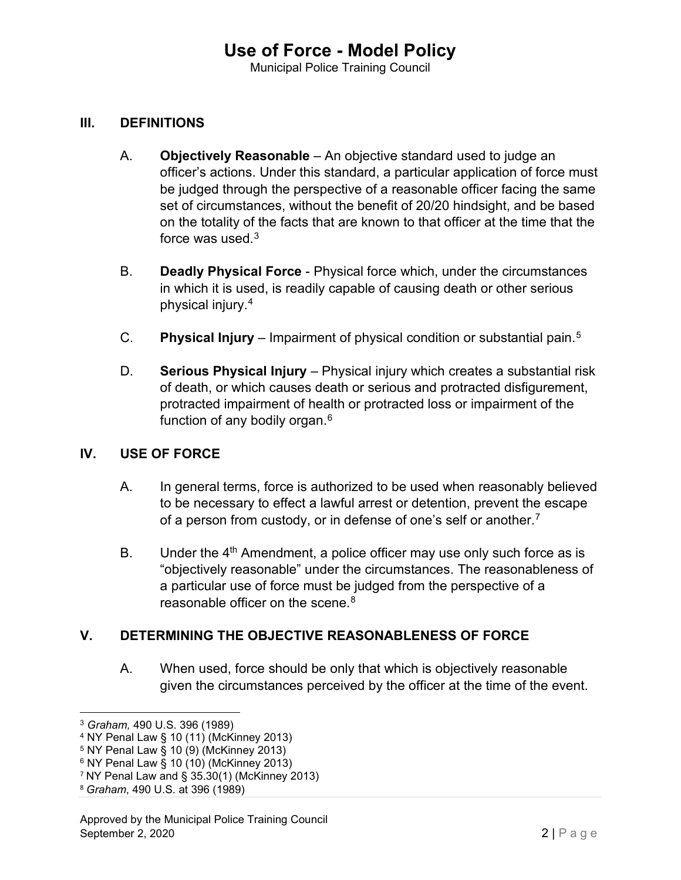## III. DEFINITIONS

A. **Objectively Reasonable** – An objective standard used to judge an officer's actions. Under this standard, a particular application of force must be judged through the perspective of a reasonable officer facing the same set of circumstances, without the benefit of 20/20 hindsight, and be based on the totality of the facts that are known to that officer at the time that the force was used.[3]

B. **Deadly Physical Force** - Physical force which, under the circumstances in which it is used, is readily capable of causing death or other serious physical injury.[4]

C. **Physical Injury** – Impairment of physical condition or substantial pain.[5]

D. **Serious Physical Injury** – Physical injury which creates a substantial risk of death, or which causes death or serious and protracted disfigurement, protracted impairment of health or protracted loss or impairment of the function of any bodily organ.[6]

## IV. USE OF FORCE

A. In general terms, force is authorized to be used when reasonably believed to be necessary to effect a lawful arrest or detention, prevent the escape of a person from custody, or in defense of one's self or another.[7]

B. Under the 4th Amendment, a police officer may use only such force as is "objectively reasonable" under the circumstances. The reasonableness of a particular use of force must be judged from the perspective of a reasonable officer on the scene.[8]

## V. DETERMINING THE OBJECTIVE REASONABLENESS OF FORCE

A. When used, force should be only that which is objectively reasonable given the circumstances perceived by the officer at the time of the event.

---

[3] *Graham,* 490 U.S. 396 (1989)
[4] NY Penal Law § 10 (11) (McKinney 2013)
[5] NY Penal Law § 10 (9) (McKinney 2013)
[6] NY Penal Law § 10 (10) (McKinney 2013)
[7] NY Penal Law and § 35.30(1) (McKinney 2013)
[8] *Graham*, 490 U.S. at 396 (1989)

Approved by the Municipal Police Training Council
September 2, 2020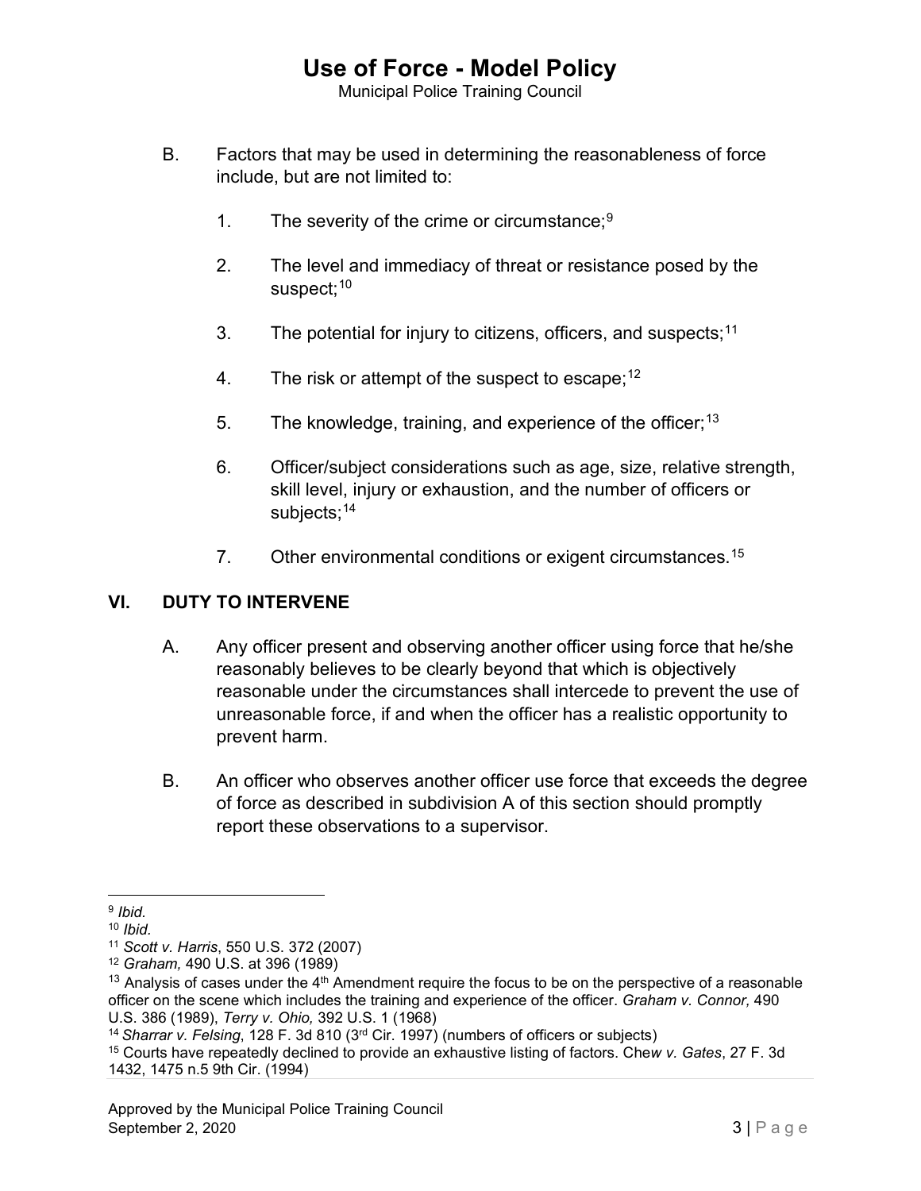B. Factors that may be used in determining the reasonableness of force include, but are not limited to:

1. The severity of the crime or circumstance;[9]

2. The level and immediacy of threat or resistance posed by the suspect;[10]

3. The potential for injury to citizens, officers, and suspects;[11]

4. The risk or attempt of the suspect to escape;[12]

5. The knowledge, training, and experience of the officer;[13]

6. Officer/subject considerations such as age, size, relative strength, skill level, injury or exhaustion, and the number of officers or subjects;[14]

7. Other environmental conditions or exigent circumstances.[15]

## VI. DUTY TO INTERVENE

A. Any officer present and observing another officer using force that he/she reasonably believes to be clearly beyond that which is objectively reasonable under the circumstances shall intercede to prevent the use of unreasonable force, if and when the officer has a realistic opportunity to prevent harm.

B. An officer who observes another officer use force that exceeds the degree of force as described in subdivision A of this section should promptly report these observations to a supervisor.

---

[9] *Ibid.*

[10] *Ibid.*

[11] *Scott v. Harris*, 550 U.S. 372 (2007)

[12] *Graham,* 490 U.S. at 396 (1989)

[13] Analysis of cases under the 4th Amendment require the focus to be on the perspective of a reasonable officer on the scene which includes the training and experience of the officer. *Graham v. Connor,* 490 U.S. 386 (1989), *Terry v. Ohio,* 392 U.S. 1 (1968)

[14] *Sharrar v. Felsing*, 128 F. 3d 810 (3rd Cir. 1997) (numbers of officers or subjects)

[15] Courts have repeatedly declined to provide an exhaustive listing of factors. *Chew v. Gates*, 27 F. 3d 1432, 1475 n.5 9th Cir. (1994)

Approved by the Municipal Police Training Council
September 2, 2020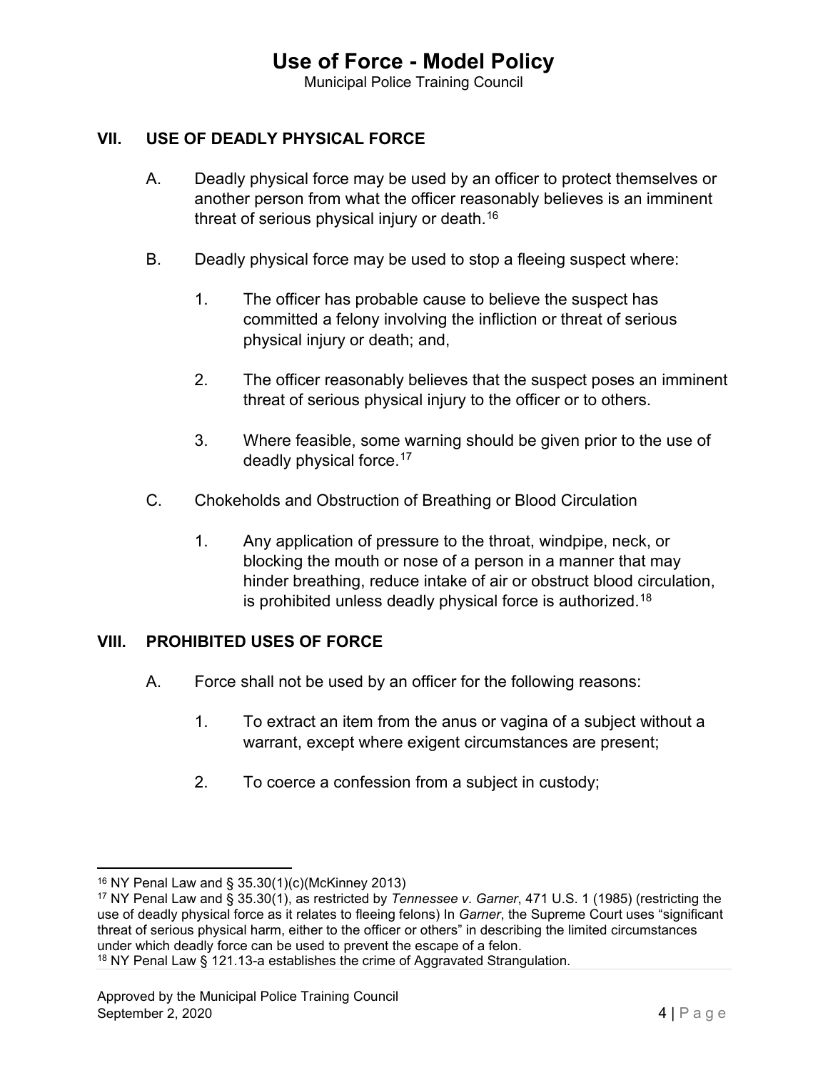## VII. USE OF DEADLY PHYSICAL FORCE

A. Deadly physical force may be used by an officer to protect themselves or another person from what the officer reasonably believes is an imminent threat of serious physical injury or death.[16]

B. Deadly physical force may be used to stop a fleeing suspect where:

1. The officer has probable cause to believe the suspect has committed a felony involving the infliction or threat of serious physical injury or death; and,

2. The officer reasonably believes that the suspect poses an imminent threat of serious physical injury to the officer or to others.

3. Where feasible, some warning should be given prior to the use of deadly physical force.[17]

C. Chokeholds and Obstruction of Breathing or Blood Circulation

1. Any application of pressure to the throat, windpipe, neck, or blocking the mouth or nose of a person in a manner that may hinder breathing, reduce intake of air or obstruct blood circulation, is prohibited unless deadly physical force is authorized.[18]

## VIII. PROHIBITED USES OF FORCE

A. Force shall not be used by an officer for the following reasons:

1. To extract an item from the anus or vagina of a subject without a warrant, except where exigent circumstances are present;

2. To coerce a confession from a subject in custody;

---

[16] NY Penal Law and § 35.30(1)(c)(McKinney 2013)

[17] NY Penal Law and § 35.30(1), as restricted by *Tennessee v. Garner*, 471 U.S. 1 (1985) (restricting the use of deadly physical force as it relates to fleeing felons) In *Garner*, the Supreme Court uses "significant threat of serious physical harm, either to the officer or others" in describing the limited circumstances under which deadly force can be used to prevent the escape of a felon.

[18] NY Penal Law § 121.13-a establishes the crime of Aggravated Strangulation.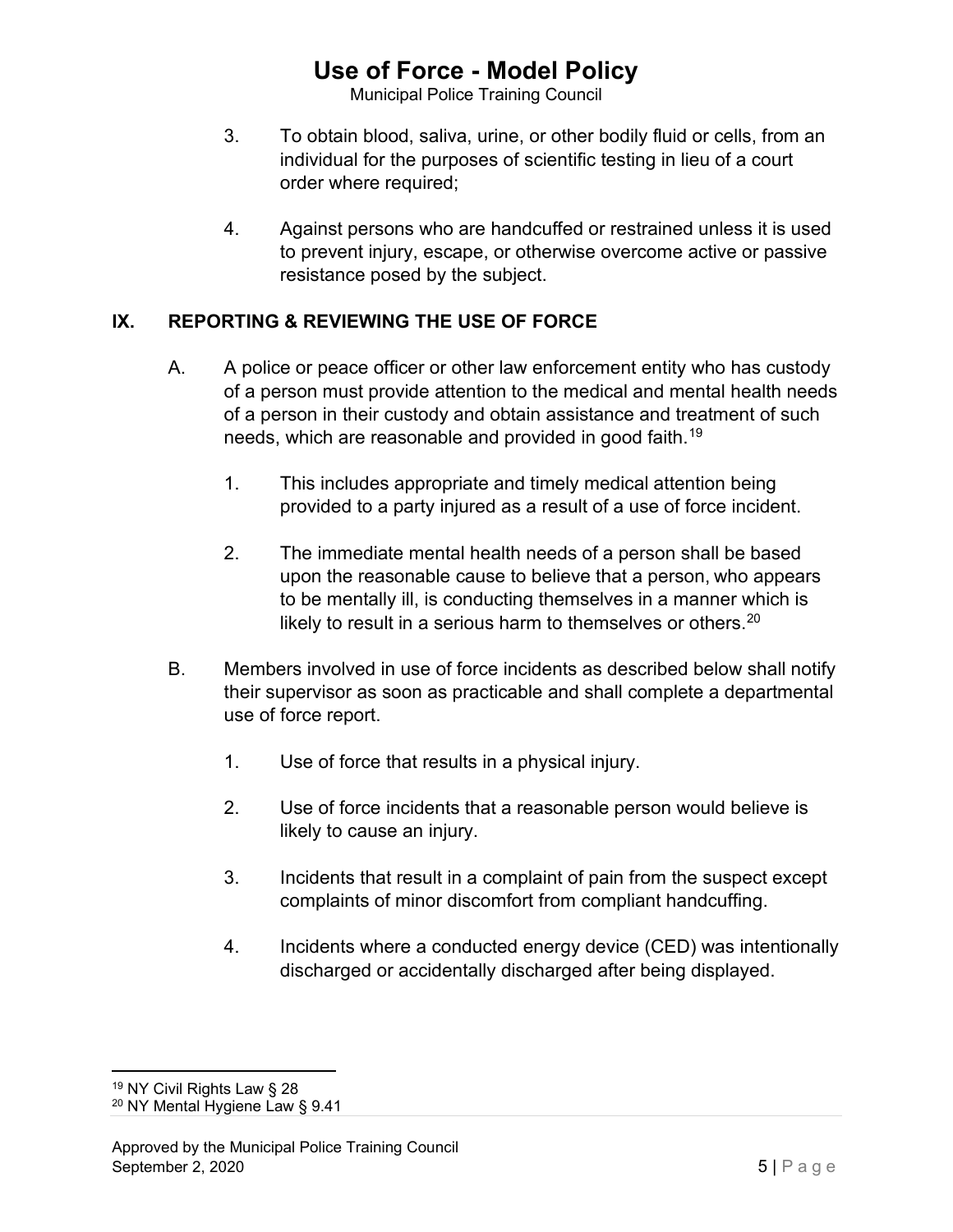3. To obtain blood, saliva, urine, or other bodily fluid or cells, from an individual for the purposes of scientific testing in lieu of a court order where required;

4. Against persons who are handcuffed or restrained unless it is used to prevent injury, escape, or otherwise overcome active or passive resistance posed by the subject.

## IX. REPORTING & REVIEWING THE USE OF FORCE

A. A police or peace officer or other law enforcement entity who has custody of a person must provide attention to the medical and mental health needs of a person in their custody and obtain assistance and treatment of such needs, which are reasonable and provided in good faith.[19]

   1. This includes appropriate and timely medical attention being provided to a party injured as a result of a use of force incident.

   2. The immediate mental health needs of a person shall be based upon the reasonable cause to believe that a person, who appears to be mentally ill, is conducting themselves in a manner which is likely to result in a serious harm to themselves or others.[20]

B. Members involved in use of force incidents as described below shall notify their supervisor as soon as practicable and shall complete a departmental use of force report.

   1. Use of force that results in a physical injury.

   2. Use of force incidents that a reasonable person would believe is likely to cause an injury.

   3. Incidents that result in a complaint of pain from the suspect except complaints of minor discomfort from compliant handcuffing.

   4. Incidents where a conducted energy device (CED) was intentionally discharged or accidentally discharged after being displayed.

---

[19] NY Civil Rights Law § 28

[20] NY Mental Hygiene Law § 9.41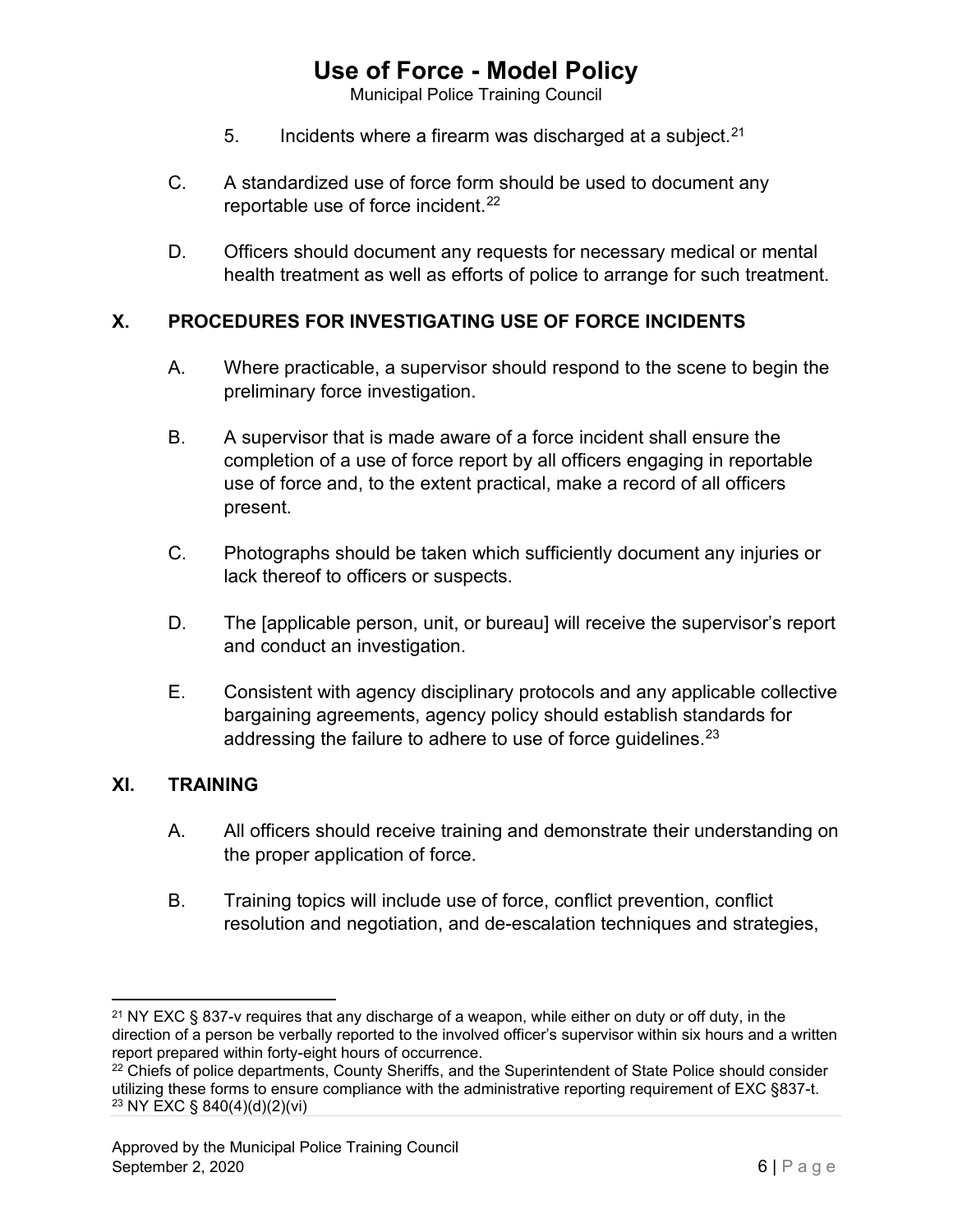5. Incidents where a firearm was discharged at a subject.[21]

C. A standardized use of force form should be used to document any reportable use of force incident.[22]

D. Officers should document any requests for necessary medical or mental health treatment as well as efforts of police to arrange for such treatment.

## X. PROCEDURES FOR INVESTIGATING USE OF FORCE INCIDENTS

A. Where practicable, a supervisor should respond to the scene to begin the preliminary force investigation.

B. A supervisor that is made aware of a force incident shall ensure the completion of a use of force report by all officers engaging in reportable use of force and, to the extent practical, make a record of all officers present.

C. Photographs should be taken which sufficiently document any injuries or lack thereof to officers or suspects.

D. The [applicable person, unit, or bureau] will receive the supervisor's report and conduct an investigation.

E. Consistent with agency disciplinary protocols and any applicable collective bargaining agreements, agency policy should establish standards for addressing the failure to adhere to use of force guidelines.[23]

## XI. TRAINING

A. All officers should receive training and demonstrate their understanding on the proper application of force.

B. Training topics will include use of force, conflict prevention, conflict resolution and negotiation, and de-escalation techniques and strategies,

---

[21] NY EXC § 837-v requires that any discharge of a weapon, while either on duty or off duty, in the direction of a person be verbally reported to the involved officer's supervisor within six hours and a written report prepared within forty-eight hours of occurrence.

[22] Chiefs of police departments, County Sheriffs, and the Superintendent of State Police should consider utilizing these forms to ensure compliance with the administrative reporting requirement of EXC §837-t.

[23] NY EXC § 840(4)(d)(2)(vi)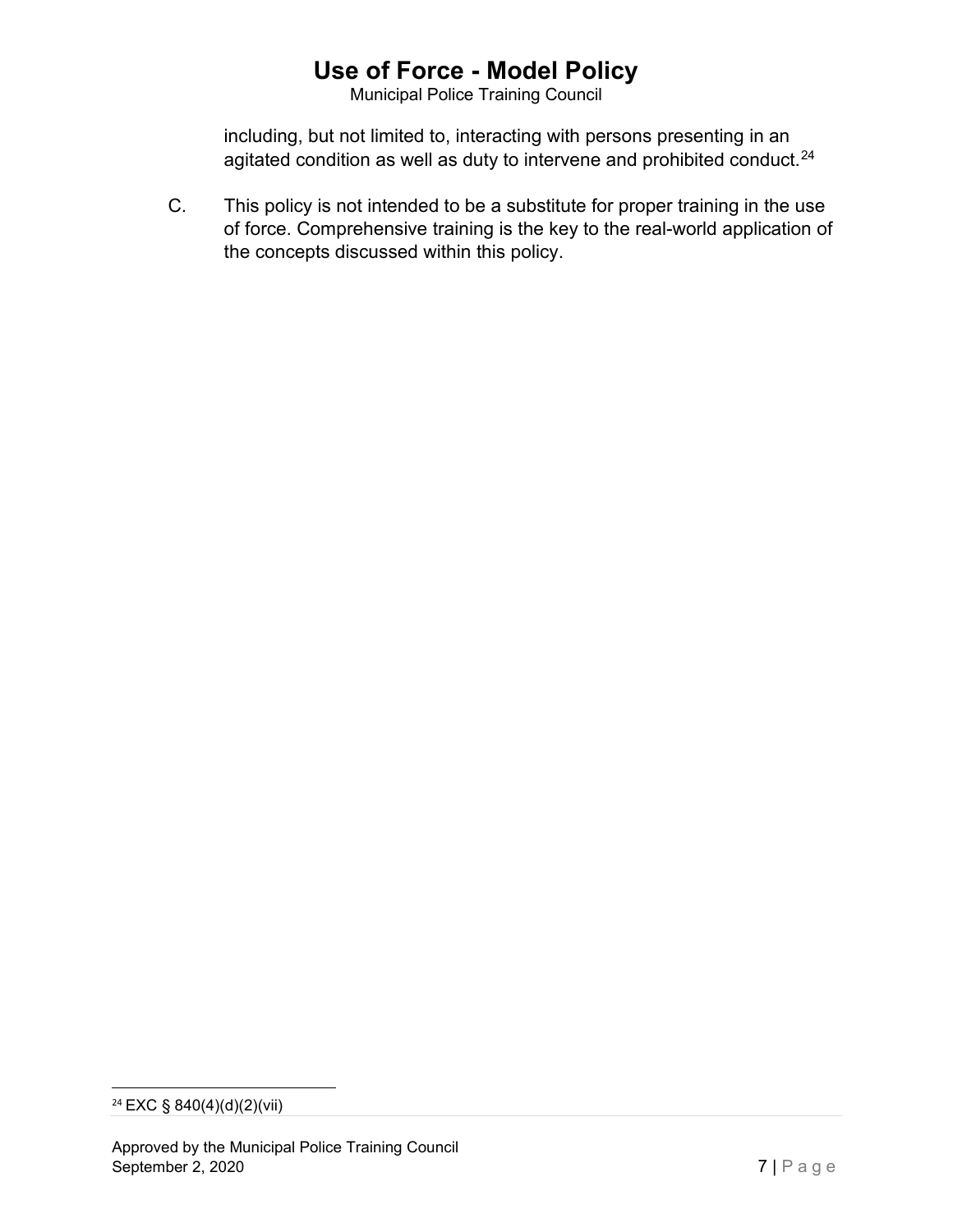including, but not limited to, interacting with persons presenting in an agitated condition as well as duty to intervene and prohibited conduct.[24]

C. This policy is not intended to be a substitute for proper training in the use of force. Comprehensive training is the key to the real-world application of the concepts discussed within this policy.

[24] EXC § 840(4)(d)(2)(vii)